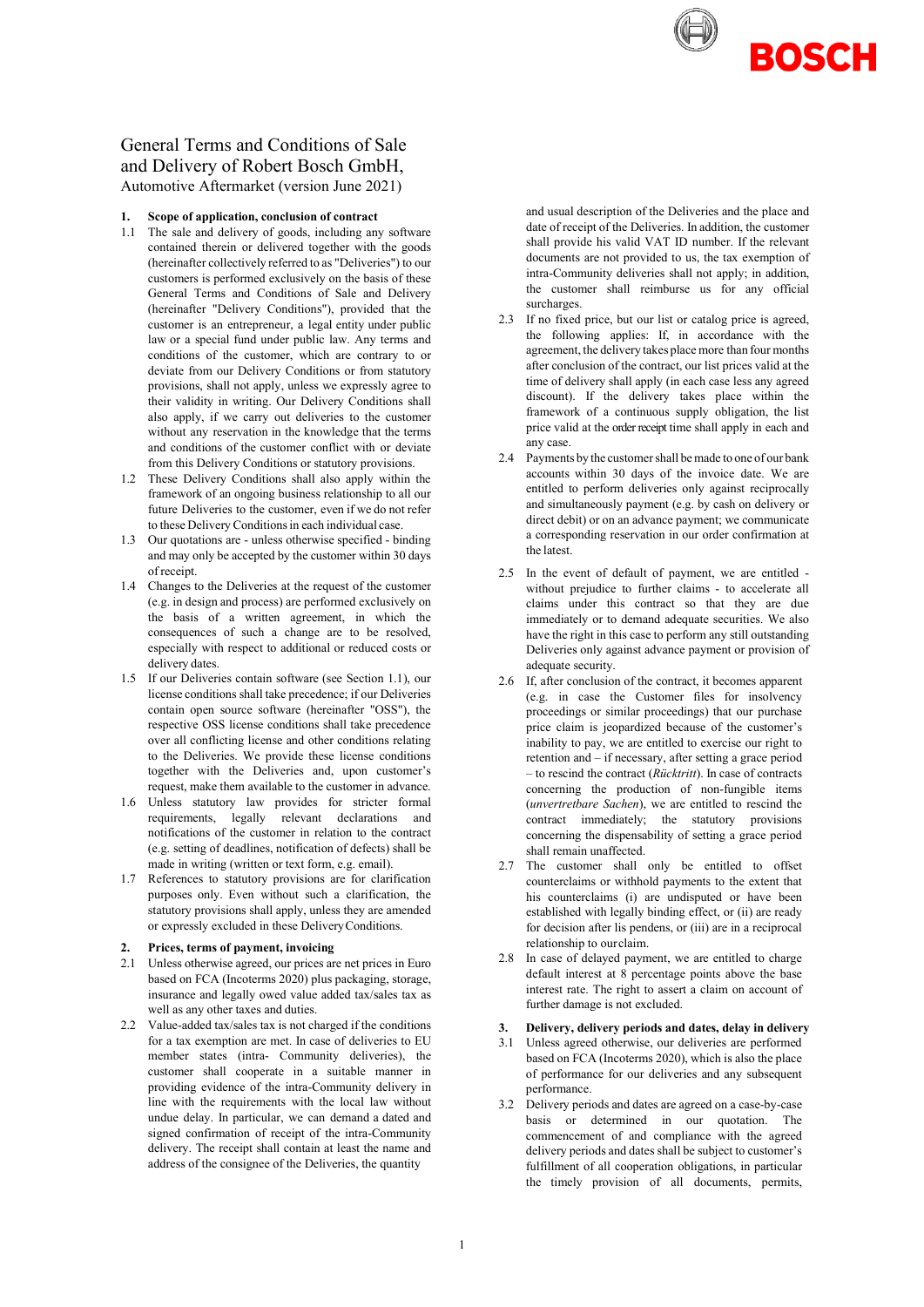# General Terms and Conditions of Sale and Delivery of Robert Bosch GmbH, Automotive Aftermarket (version June 2021)

**1. Scope of application, conclusion of contract**

1.1 The sale and delivery of goods, including any software contained therein or delivered together with the goods (hereinafter collectively referred to as "Deliveries") to our customers is performed exclusively on the basis of these General Terms and Conditions of Sale and Delivery (hereinafter "Delivery Conditions"), provided that the customer is an entrepreneur, a legal entity under public law or a special fund under public law. Any terms and conditions of the customer, which are contrary to or deviate from our Delivery Conditions or from statutory provisions, shall not apply, unless we expressly agree to their validity in writing. Our Delivery Conditions shall also apply, if we carry out deliveries to the customer without any reservation in the knowledge that the terms and conditions of the customer conflict with or deviate from this Delivery Conditions or statutory provisions.

1.2 These Delivery Conditions shall also apply within the framework of an ongoing business relationship to all our future Deliveries to the customer, even if we do not refer to these Delivery Conditions in each individual case.

1.3 Our quotations are - unless otherwise specified - binding and may only be accepted by the customer within 30 days of receipt.

1.4 Changes to the Deliveries at the request of the customer (e.g. in design and process) are performed exclusively on the basis of a written agreement, in which the consequences of such a change are to be resolved, especially with respect to additional or reduced costs or delivery dates.

1.5 If our Deliveries contain software (see Section 1.1), our license conditions shall take precedence; if our Deliveries contain open source software (hereinafter "OSS"), the respective OSS license conditions shall take precedence over all conflicting license and other conditions relating to the Deliveries. We provide these license conditions together with the Deliveries and, upon customer's request, make them available to the customer in advance.

1.6 Unless statutory law provides for stricter formal requirements, legally relevant declarations and notifications of the customer in relation to the contract (e.g. setting of deadlines, notification of defects) shall be made in writing (written or text form, e.g. email).

1.7 References to statutory provisions are for clarification purposes only. Even without such a clarification, the statutory provisions shall apply, unless they are amended or expressly excluded in these Delivery Conditions.

**2. Prices, terms of payment, invoicing**

2.1 Unless otherwise agreed, our prices are net prices in Euro based on FCA (Incoterms 2020) plus packaging, storage, insurance and legally owed value added tax/sales tax as well as any other taxes and duties.

2.2 Value-added tax/sales tax is not charged if the conditions for a tax exemption are met. In case of deliveries to EU member states (intra- Community deliveries), the customer shall cooperate in a suitable manner in providing evidence of the intra-Community delivery in line with the requirements with the local law without undue delay. In particular, we can demand a dated and signed confirmation of receipt of the intra-Community delivery. The receipt shall contain at least the name and address of the consignee of the Deliveries, the quantity and usual description of the Deliveries and the place and date of receipt of the Deliveries. In addition, the customer shall provide his valid VAT ID number. If the relevant documents are not provided to us, the tax exemption of intra-Community deliveries shall not apply; in addition, the customer shall reimburse us for any official surcharges.

2.3 If no fixed price, but our list or catalog price is agreed, the following applies: If, in accordance with the agreement, the delivery takes place more than four months after conclusion of the contract, our list prices valid at the time of delivery shall apply (in each case less any agreed discount). If the delivery takes place within the framework of a continuous supply obligation, the list price valid at the order receipt time shall apply in each and any case.

2.4 Payments by the customer shall be made to one of our bank accounts within 30 days of the invoice date. We are entitled to perform deliveries only against reciprocally and simultaneously payment (e.g. by cash on delivery or direct debit) or on an advance payment; we communicate a corresponding reservation in our order confirmation at the latest.

2.5 In the event of default of payment, we are entitled - without prejudice to further claims - to accelerate all claims under this contract so that they are due immediately or to demand adequate securities. We also have the right in this case to perform any still outstanding Deliveries only against advance payment or provision of adequate security.

2.6 If, after conclusion of the contract, it becomes apparent (e.g. in case the Customer files for insolvency proceedings or similar proceedings) that our purchase price claim is jeopardized because of the customer's inability to pay, we are entitled to exercise our right to retention and – if necessary, after setting a grace period – to rescind the contract (*Rücktritt*). In case of contracts concerning the production of non-fungible items (*unvertretbare Sachen*), we are entitled to rescind the contract immediately; the statutory provisions concerning the dispensability of setting a grace period shall remain unaffected.

2.7 The customer shall only be entitled to offset counterclaims or withhold payments to the extent that his counterclaims (i) are undisputed or have been established with legally binding effect, or (ii) are ready for decision after lis pendens, or (iii) are in a reciprocal relationship to our claim.

2.8 In case of delayed payment, we are entitled to charge default interest at 8 percentage points above the base interest rate. The right to assert a claim on account of further damage is not excluded.

**3. Delivery, delivery periods and dates, delay in delivery**

3.1 Unless agreed otherwise, our deliveries are performed based on FCA (Incoterms 2020), which is also the place of performance for our deliveries and any subsequent performance.

3.2 Delivery periods and dates are agreed on a case-by-case basis or determined in our quotation. The commencement of and compliance with the agreed delivery periods and dates shall be subject to customer's fulfillment of all cooperation obligations, in particular the timely provision of all documents, permits,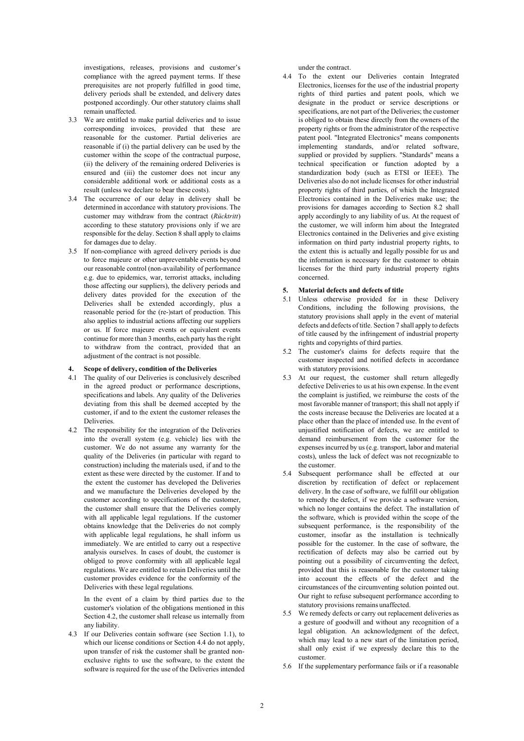investigations, releases, provisions and customer's compliance with the agreed payment terms. If these prerequisites are not properly fulfilled in good time, delivery periods shall be extended, and delivery dates postponed accordingly. Our other statutory claims shall remain unaffected.

3.3 We are entitled to make partial deliveries and to issue corresponding invoices, provided that these are reasonable for the customer. Partial deliveries are reasonable if (i) the partial delivery can be used by the customer within the scope of the contractual purpose, (ii) the delivery of the remaining ordered Deliveries is ensured and (iii) the customer does not incur any considerable additional work or additional costs as a result (unless we declare to bear these costs).

3.4 The occurrence of our delay in delivery shall be determined in accordance with statutory provisions. The customer may withdraw from the contract (*Rücktritt*) according to these statutory provisions only if we are responsible for the delay. Section 8 shall apply to claims for damages due to delay.

3.5 If non-compliance with agreed delivery periods is due to force majeure or other unpreventable events beyond our reasonable control (non-availability of performance e.g. due to epidemics, war, terrorist attacks, including those affecting our suppliers), the delivery periods and delivery dates provided for the execution of the Deliveries shall be extended accordingly, plus a reasonable period for the (re-)start of production. This also applies to industrial actions affecting our suppliers or us. If force majeure events or equivalent events continue for more than 3 months, each party has the right to withdraw from the contract, provided that an adjustment of the contract is not possible.

## 4. Scope of delivery, condition of the Deliveries

4.1 The quality of our Deliveries is conclusively described in the agreed product or performance descriptions, specifications and labels. Any quality of the Deliveries deviating from this shall be deemed accepted by the customer, if and to the extent the customer releases the Deliveries.

4.2 The responsibility for the integration of the Deliveries into the overall system (e.g. vehicle) lies with the customer. We do not assume any warranty for the quality of the Deliveries (in particular with regard to construction) including the materials used, if and to the extent as these were directed by the customer. If and to the extent the customer has developed the Deliveries and we manufacture the Deliveries developed by the customer according to specifications of the customer, the customer shall ensure that the Deliveries comply with all applicable legal regulations. If the customer obtains knowledge that the Deliveries do not comply with applicable legal regulations, he shall inform us immediately. We are entitled to carry out a respective analysis ourselves. In cases of doubt, the customer is obliged to prove conformity with all applicable legal regulations. We are entitled to retain Deliveries until the customer provides evidence for the conformity of the Deliveries with these legal regulations.

In the event of a claim by third parties due to the customer's violation of the obligations mentioned in this Section 4.2, the customer shall release us internally from any liability.

4.3 If our Deliveries contain software (see Section 1.1), to which our license conditions or Section 4.4 do not apply, upon transfer of risk the customer shall be granted non-exclusive rights to use the software, to the extent the software is required for the use of the Deliveries intended under the contract.

4.4 To the extent our Deliveries contain Integrated Electronics, licenses for the use of the industrial property rights of third parties and patent pools, which we designate in the product or service descriptions or specifications, are not part of the Deliveries; the customer is obliged to obtain these directly from the owners of the property rights or from the administrator of the respective patent pool. "Integrated Electronics" means components implementing standards, and/or related software, supplied or provided by suppliers. "Standards" means a technical specification or function adopted by a standardization body (such as ETSI or IEEE). The Deliveries also do not include licenses for other industrial property rights of third parties, of which the Integrated Electronics contained in the Deliveries make use; the provisions for damages according to Section 8.2 shall apply accordingly to any liability of us. At the request of the customer, we will inform him about the Integrated Electronics contained in the Deliveries and give existing information on third party industrial property rights, to the extent this is actually and legally possible for us and the information is necessary for the customer to obtain licenses for the third party industrial property rights concerned.

## 5. Material defects and defects of title

5.1 Unless otherwise provided for in these Delivery Conditions, including the following provisions, the statutory provisions shall apply in the event of material defects and defects of title. Section 7 shall apply to defects of title caused by the infringement of industrial property rights and copyrights of third parties.

5.2 The customer's claims for defects require that the customer inspected and notified defects in accordance with statutory provisions.

5.3 At our request, the customer shall return allegedly defective Deliveries to us at his own expense. In the event the complaint is justified, we reimburse the costs of the most favorable manner of transport; this shall not apply if the costs increase because the Deliveries are located at a place other than the place of intended use. In the event of unjustified notification of defects, we are entitled to demand reimbursement from the customer for the expenses incurred by us (e.g. transport, labor and material costs), unless the lack of defect was not recognizable to the customer.

5.4 Subsequent performance shall be effected at our discretion by rectification of defect or replacement delivery. In the case of software, we fulfill our obligation to remedy the defect, if we provide a software version, which no longer contains the defect. The installation of the software, which is provided within the scope of the subsequent performance, is the responsibility of the customer, insofar as the installation is technically possible for the customer. In the case of software, the rectification of defects may also be carried out by pointing out a possibility of circumventing the defect, provided that this is reasonable for the customer taking into account the effects of the defect and the circumstances of the circumventing solution pointed out. Our right to refuse subsequent performance according to statutory provisions remains unaffected.

5.5 We remedy defects or carry out replacement deliveries as a gesture of goodwill and without any recognition of a legal obligation. An acknowledgment of the defect, which may lead to a new start of the limitation period, shall only exist if we expressly declare this to the customer.

5.6 If the supplementary performance fails or if a reasonable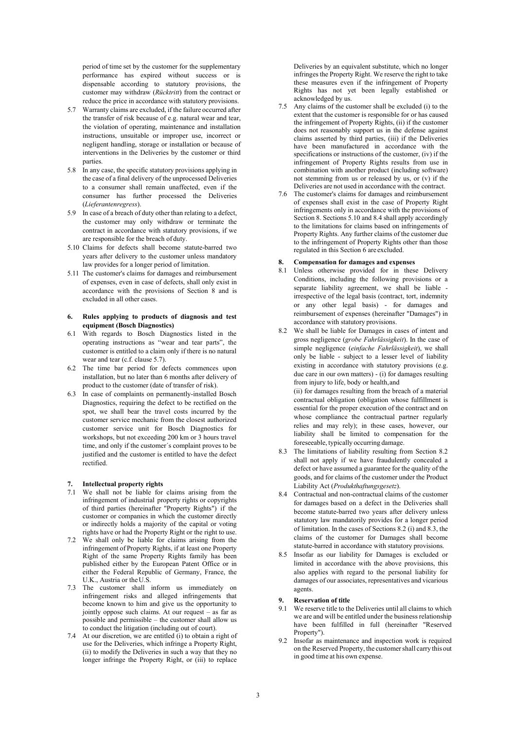period of time set by the customer for the supplementary performance has expired without success or is dispensable according to statutory provisions, the customer may withdraw (*Rücktritt*) from the contract or reduce the price in accordance with statutory provisions.

5.7 Warranty claims are excluded, if the failure occurred after the transfer of risk because of e.g. natural wear and tear, the violation of operating, maintenance and installation instructions, unsuitable or improper use, incorrect or negligent handling, storage or installation or because of interventions in the Deliveries by the customer or third parties.

5.8 In any case, the specific statutory provisions applying in the case of a final delivery of the unprocessed Deliveries to a consumer shall remain unaffected, even if the consumer has further processed the Deliveries (*Lieferantenregress*).

5.9 In case of a breach of duty other than relating to a defect, the customer may only withdraw or terminate the contract in accordance with statutory provisions, if we are responsible for the breach of duty.

5.10 Claims for defects shall become statute-barred two years after delivery to the customer unless mandatory law provides for a longer period of limitation.

5.11 The customer's claims for damages and reimbursement of expenses, even in case of defects, shall only exist in accordance with the provisions of Section 8 and is excluded in all other cases.

## 6. Rules applying to products of diagnosis and test equipment (Bosch Diagnostics)

6.1 With regards to Bosch Diagnostics listed in the operating instructions as "wear and tear parts", the customer is entitled to a claim only if there is no natural wear and tear (c.f. clause 5.7).

6.2 The time bar period for defects commences upon installation, but no later than 6 months after delivery of product to the customer (date of transfer of risk).

6.3 In case of complaints on permanently-installed Bosch Diagnostics, requiring the defect to be rectified on the spot, we shall bear the travel costs incurred by the customer service mechanic from the closest authorized customer service unit for Bosch Diagnostics for workshops, but not exceeding 200 km or 3 hours travel time, and only if the customer´s complaint proves to be justified and the customer is entitled to have the defect rectified.

## 7. Intellectual property rights

7.1 We shall not be liable for claims arising from the infringement of industrial property rights or copyrights of third parties (hereinafter "Property Rights") if the customer or companies in which the customer directly or indirectly holds a majority of the capital or voting rights have or had the Property Right or the right to use.

7.2 We shall only be liable for claims arising from the infringement of Property Rights, if at least one Property Right of the same Property Rights family has been published either by the European Patent Office or in either the Federal Republic of Germany, France, the U.K., Austria or the U.S.

7.3 The customer shall inform us immediately on infringement risks and alleged infringements that become known to him and give us the opportunity to jointly oppose such claims. At our request – as far as possible and permissible – the customer shall allow us to conduct the litigation (including out of court).

7.4 At our discretion, we are entitled (i) to obtain a right of use for the Deliveries, which infringe a Property Right, (ii) to modify the Deliveries in such a way that they no longer infringe the Property Right, or (iii) to replace Deliveries by an equivalent substitute, which no longer infringes the Property Right. We reserve the right to take these measures even if the infringement of Property Rights has not yet been legally established or acknowledged by us.

7.5 Any claims of the customer shall be excluded (i) to the extent that the customer is responsible for or has caused the infringement of Property Rights, (ii) if the customer does not reasonably support us in the defense against claims asserted by third parties, (iii) if the Deliveries have been manufactured in accordance with the specifications or instructions of the customer, (iv) if the infringement of Property Rights results from use in combination with another product (including software) not stemming from us or released by us, or (v) if the Deliveries are not used in accordance with the contract.

7.6 The customer's claims for damages and reimbursement of expenses shall exist in the case of Property Right infringements only in accordance with the provisions of Section 8. Sections 5.10 and 8.4 shall apply accordingly to the limitations for claims based on infringements of Property Rights. Any further claims of the customer due to the infringement of Property Rights other than those regulated in this Section 6 are excluded.

## 8. Compensation for damages and expenses

8.1 Unless otherwise provided for in these Delivery Conditions, including the following provisions or a separate liability agreement, we shall be liable - irrespective of the legal basis (contract, tort, indemnity or any other legal basis) - for damages and reimbursement of expenses (hereinafter "Damages") in accordance with statutory provisions.

8.2 We shall be liable for Damages in cases of intent and gross negligence (*grobe Fahrlässigkeit*). In the case of simple negligence (*einfache Fahrlässigkeit*), we shall only be liable - subject to a lesser level of liability existing in accordance with statutory provisions (e.g. due care in our own matters) - (i) for damages resulting from injury to life, body or health, and

(ii) for damages resulting from the breach of a material contractual obligation (obligation whose fulfillment is essential for the proper execution of the contract and on whose compliance the contractual partner regularly relies and may rely); in these cases, however, our liability shall be limited to compensation for the foreseeable, typically occurring damage.

8.3 The limitations of liability resulting from Section 8.2 shall not apply if we have fraudulently concealed a defect or have assumed a guarantee for the quality of the goods, and for claims of the customer under the Product Liability Act (*Produkthaftungsgesetz*).

8.4 Contractual and non-contractual claims of the customer for damages based on a defect in the Deliveries shall become statute-barred two years after delivery unless statutory law mandatorily provides for a longer period of limitation. In the cases of Sections 8.2 (i) and 8.3, the claims of the customer for Damages shall become statute-barred in accordance with statutory provisions.

8.5 Insofar as our liability for Damages is excluded or limited in accordance with the above provisions, this also applies with regard to the personal liability for damages of our associates, representatives and vicarious agents.

## 9. Reservation of title

9.1 We reserve title to the Deliveries until all claims to which we are and will be entitled under the business relationship have been fulfilled in full (hereinafter "Reserved Property").

9.2 Insofar as maintenance and inspection work is required on the Reserved Property, the customer shall carry this out in good time at his own expense.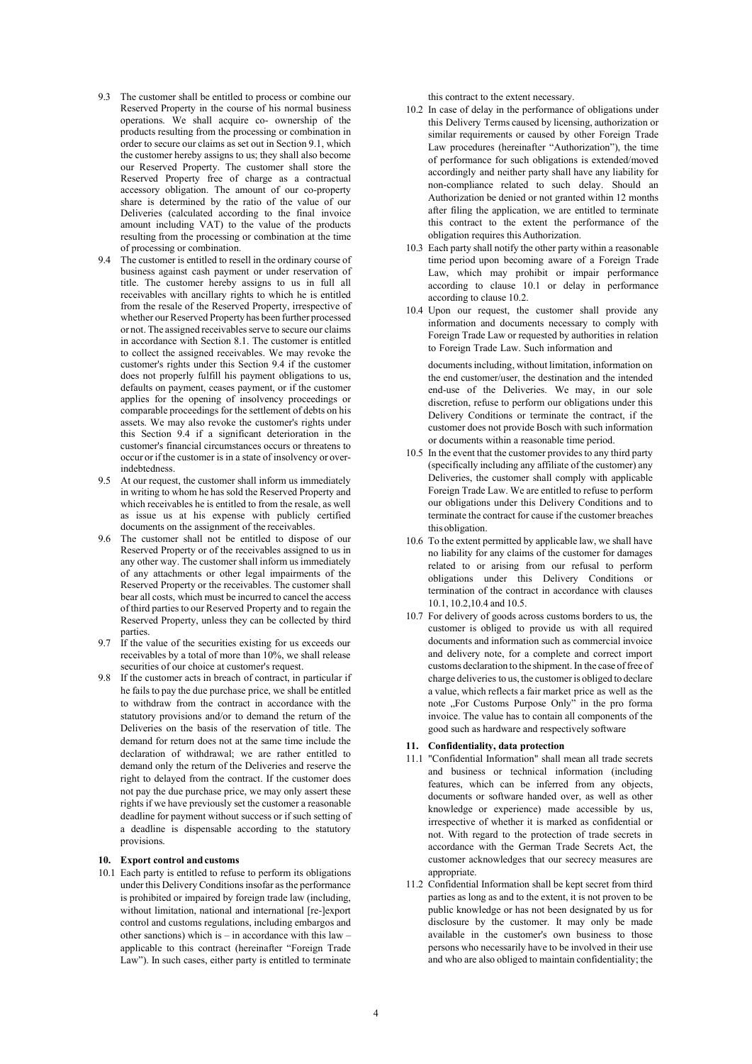9.3 The customer shall be entitled to process or combine our Reserved Property in the course of his normal business operations. We shall acquire co- ownership of the products resulting from the processing or combination in order to secure our claims as set out in Section 9.1, which the customer hereby assigns to us; they shall also become our Reserved Property. The customer shall store the Reserved Property free of charge as a contractual accessory obligation. The amount of our co-property share is determined by the ratio of the value of our Deliveries (calculated according to the final invoice amount including VAT) to the value of the products resulting from the processing or combination at the time of processing or combination.

9.4 The customer is entitled to resell in the ordinary course of business against cash payment or under reservation of title. The customer hereby assigns to us in full all receivables with ancillary rights to which he is entitled from the resale of the Reserved Property, irrespective of whether our Reserved Property has been further processed or not. The assigned receivables serve to secure our claims in accordance with Section 8.1. The customer is entitled to collect the assigned receivables. We may revoke the customer's rights under this Section 9.4 if the customer does not properly fulfill his payment obligations to us, defaults on payment, ceases payment, or if the customer applies for the opening of insolvency proceedings or comparable proceedings for the settlement of debts on his assets. We may also revoke the customer's rights under this Section 9.4 if a significant deterioration in the customer's financial circumstances occurs or threatens to occur or if the customer is in a state of insolvency or over-indebtedness.

9.5 At our request, the customer shall inform us immediately in writing to whom he has sold the Reserved Property and which receivables he is entitled to from the resale, as well as issue us at his expense with publicly certified documents on the assignment of the receivables.

9.6 The customer shall not be entitled to dispose of our Reserved Property or of the receivables assigned to us in any other way. The customer shall inform us immediately of any attachments or other legal impairments of the Reserved Property or the receivables. The customer shall bear all costs, which must be incurred to cancel the access of third parties to our Reserved Property and to regain the Reserved Property, unless they can be collected by third parties.

9.7 If the value of the securities existing for us exceeds our receivables by a total of more than 10%, we shall release securities of our choice at customer's request.

9.8 If the customer acts in breach of contract, in particular if he fails to pay the due purchase price, we shall be entitled to withdraw from the contract in accordance with the statutory provisions and/or to demand the return of the Deliveries on the basis of the reservation of title. The demand for return does not at the same time include the declaration of withdrawal; we are rather entitled to demand only the return of the Deliveries and reserve the right to delayed from the contract. If the customer does not pay the due purchase price, we may only assert these rights if we have previously set the customer a reasonable deadline for payment without success or if such setting of a deadline is dispensable according to the statutory provisions.

## 10. Export control and customs

10.1 Each party is entitled to refuse to perform its obligations under this Delivery Conditions insofar as the performance is prohibited or impaired by foreign trade law (including, without limitation, national and international [re-]export control and customs regulations, including embargos and other sanctions) which is – in accordance with this law – applicable to this contract (hereinafter "Foreign Trade Law"). In such cases, either party is entitled to terminate this contract to the extent necessary.

10.2 In case of delay in the performance of obligations under this Delivery Terms caused by licensing, authorization or similar requirements or caused by other Foreign Trade Law procedures (hereinafter "Authorization"), the time of performance for such obligations is extended/moved accordingly and neither party shall have any liability for non-compliance related to such delay. Should an Authorization be denied or not granted within 12 months after filing the application, we are entitled to terminate this contract to the extent the performance of the obligation requires this Authorization.

10.3 Each party shall notify the other party within a reasonable time period upon becoming aware of a Foreign Trade Law, which may prohibit or impair performance according to clause 10.1 or delay in performance according to clause 10.2.

10.4 Upon our request, the customer shall provide any information and documents necessary to comply with Foreign Trade Law or requested by authorities in relation to Foreign Trade Law. Such information and

documents including, without limitation, information on the end customer/user, the destination and the intended end-use of the Deliveries. We may, in our sole discretion, refuse to perform our obligations under this Delivery Conditions or terminate the contract, if the customer does not provide Bosch with such information or documents within a reasonable time period.

10.5 In the event that the customer provides to any third party (specifically including any affiliate of the customer) any Deliveries, the customer shall comply with applicable Foreign Trade Law. We are entitled to refuse to perform our obligations under this Delivery Conditions and to terminate the contract for cause if the customer breaches this obligation.

10.6 To the extent permitted by applicable law, we shall have no liability for any claims of the customer for damages related to or arising from our refusal to perform obligations under this Delivery Conditions or termination of the contract in accordance with clauses 10.1, 10.2,10.4 and 10.5.

10.7 For delivery of goods across customs borders to us, the customer is obliged to provide us with all required documents and information such as commercial invoice and delivery note, for a complete and correct import customs declaration to the shipment. In the case of free of charge deliveries to us, the customer is obliged to declare a value, which reflects a fair market price as well as the note „For Customs Purpose Only" in the pro forma invoice. The value has to contain all components of the good such as hardware and respectively software

## 11. Confidentiality, data protection

11.1 "Confidential Information" shall mean all trade secrets and business or technical information (including features, which can be inferred from any objects, documents or software handed over, as well as other knowledge or experience) made accessible by us, irrespective of whether it is marked as confidential or not. With regard to the protection of trade secrets in accordance with the German Trade Secrets Act, the customer acknowledges that our secrecy measures are appropriate.

11.2 Confidential Information shall be kept secret from third parties as long as and to the extent, it is not proven to be public knowledge or has not been designated by us for disclosure by the customer. It may only be made available in the customer's own business to those persons who necessarily have to be involved in their use and who are also obliged to maintain confidentiality; the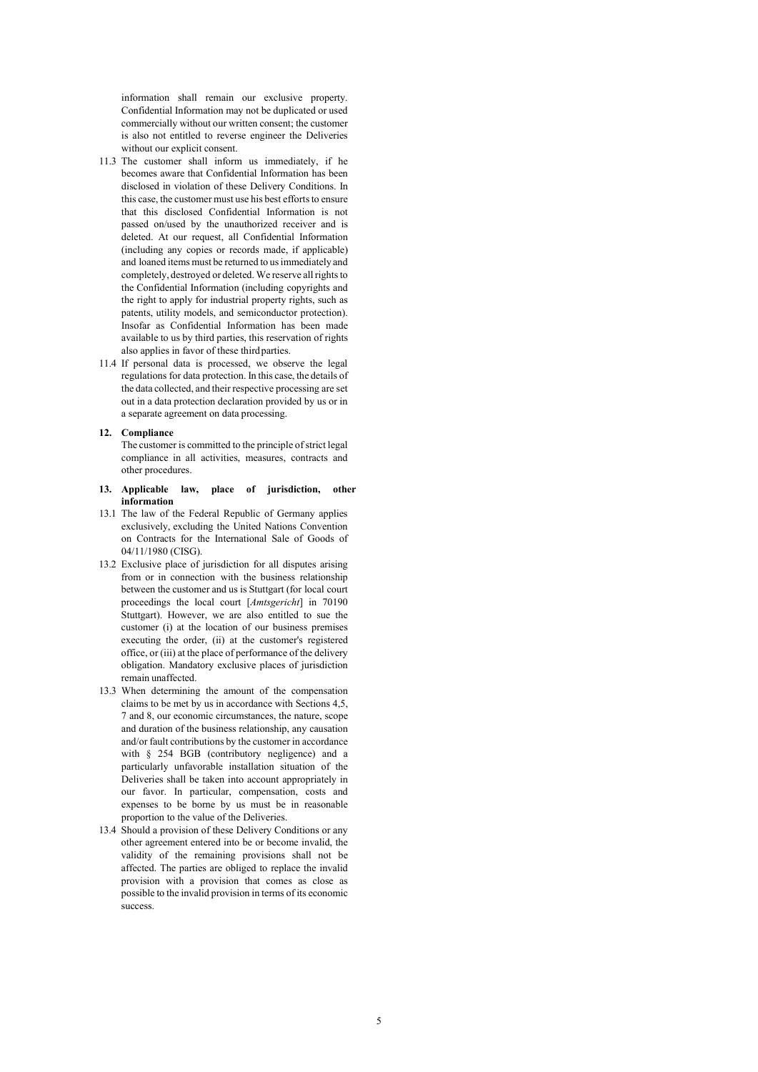information shall remain our exclusive property. Confidential Information may not be duplicated or used commercially without our written consent; the customer is also not entitled to reverse engineer the Deliveries without our explicit consent.

11.3 The customer shall inform us immediately, if he becomes aware that Confidential Information has been disclosed in violation of these Delivery Conditions. In this case, the customer must use his best efforts to ensure that this disclosed Confidential Information is not passed on/used by the unauthorized receiver and is deleted. At our request, all Confidential Information (including any copies or records made, if applicable) and loaned items must be returned to us immediately and completely, destroyed or deleted. We reserve all rights to the Confidential Information (including copyrights and the right to apply for industrial property rights, such as patents, utility models, and semiconductor protection). Insofar as Confidential Information has been made available to us by third parties, this reservation of rights also applies in favor of these third parties.

11.4 If personal data is processed, we observe the legal regulations for data protection. In this case, the details of the data collected, and their respective processing are set out in a data protection declaration provided by us or in a separate agreement on data processing.

## 12. Compliance

The customer is committed to the principle of strict legal compliance in all activities, measures, contracts and other procedures.

## 13. Applicable law, place of jurisdiction, other information

13.1 The law of the Federal Republic of Germany applies exclusively, excluding the United Nations Convention on Contracts for the International Sale of Goods of 04/11/1980 (CISG).

13.2 Exclusive place of jurisdiction for all disputes arising from or in connection with the business relationship between the customer and us is Stuttgart (for local court proceedings the local court [*Amtsgericht*] in 70190 Stuttgart). However, we are also entitled to sue the customer (i) at the location of our business premises executing the order, (ii) at the customer's registered office, or (iii) at the place of performance of the delivery obligation. Mandatory exclusive places of jurisdiction remain unaffected.

13.3 When determining the amount of the compensation claims to be met by us in accordance with Sections 4,5, 7 and 8, our economic circumstances, the nature, scope and duration of the business relationship, any causation and/or fault contributions by the customer in accordance with § 254 BGB (contributory negligence) and a particularly unfavorable installation situation of the Deliveries shall be taken into account appropriately in our favor. In particular, compensation, costs and expenses to be borne by us must be in reasonable proportion to the value of the Deliveries.

13.4 Should a provision of these Delivery Conditions or any other agreement entered into be or become invalid, the validity of the remaining provisions shall not be affected. The parties are obliged to replace the invalid provision with a provision that comes as close as possible to the invalid provision in terms of its economic success.